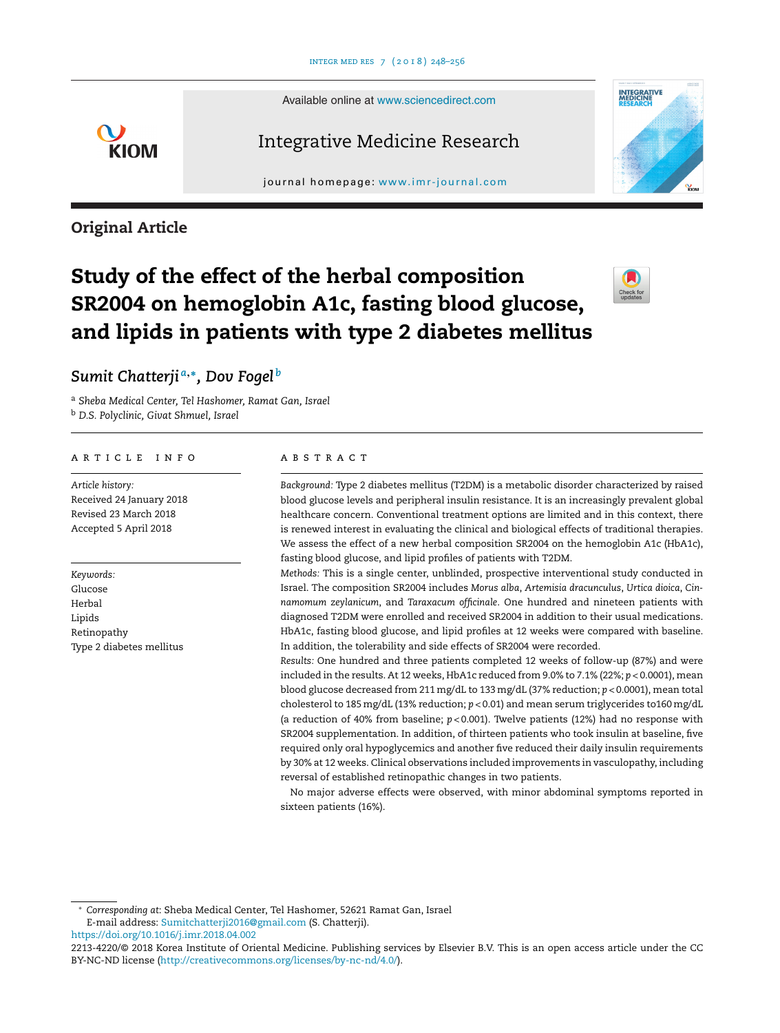Original Article

# Study of the effect of the herbal composition SR2004 on hemoglobin A1c, fasting blood glucose, and lipids in patients with type 2 diabetes mellitus

*Sumit Chatterji*[a,*], *Dov Fogel*[b]

[a] Sheba Medical Center, Tel Hashomer, Ramat Gan, Israel
[b] D.S. Polyclinic, Givat Shmuel, Israel

## ARTICLE INFO

*Article history:*
Received 24 January 2018
Revised 23 March 2018
Accepted 5 April 2018

*Keywords:*
Glucose
Herbal
Lipids
Retinopathy
Type 2 diabetes mellitus

## ABSTRACT

*Background:* Type 2 diabetes mellitus (T2DM) is a metabolic disorder characterized by raised blood glucose levels and peripheral insulin resistance. It is an increasingly prevalent global healthcare concern. Conventional treatment options are limited and in this context, there is renewed interest in evaluating the clinical and biological effects of traditional therapies. We assess the effect of a new herbal composition SR2004 on the hemoglobin A1c (HbA1c), fasting blood glucose, and lipid profiles of patients with T2DM.

*Methods:* This is a single center, unblinded, prospective interventional study conducted in Israel. The composition SR2004 includes *Morus alba*, *Artemisia dracunculus*, *Urtica dioica*, *Cinnamomum zeylanicum*, and *Taraxacum officinale*. One hundred and nineteen patients with diagnosed T2DM were enrolled and received SR2004 in addition to their usual medications. HbA1c, fasting blood glucose, and lipid profiles at 12 weeks were compared with baseline. In addition, the tolerability and side effects of SR2004 were recorded.

*Results:* One hundred and three patients completed 12 weeks of follow-up (87%) and were included in the results. At 12 weeks, HbA1c reduced from 9.0% to 7.1% (22%; $p < 0.0001$), mean blood glucose decreased from 211 mg/dL to 133 mg/dL (37% reduction; $p < 0.0001$), mean total cholesterol to 185 mg/dL (13% reduction; $p < 0.01$) and mean serum triglycerides to160 mg/dL (a reduction of 40% from baseline; $p < 0.001$). Twelve patients (12%) had no response with SR2004 supplementation. In addition, of thirteen patients who took insulin at baseline, five required only oral hypoglycemics and another five reduced their daily insulin requirements by 30% at 12 weeks. Clinical observations included improvements in vasculopathy, including reversal of established retinopathic changes in two patients.

No major adverse effects were observed, with minor abdominal symptoms reported in sixteen patients (16%).

\* *Corresponding at:* Sheba Medical Center, Tel Hashomer, 52621 Ramat Gan, Israel
E-mail address: Sumitchatterji2016@gmail.com (S. Chatterji).
https://doi.org/10.1016/j.imr.2018.04.002
2213-4220/© 2018 Korea Institute of Oriental Medicine. Publishing services by Elsevier B.V. This is an open access article under the CC BY-NC-ND license (http://creativecommons.org/licenses/by-nc-nd/4.0/).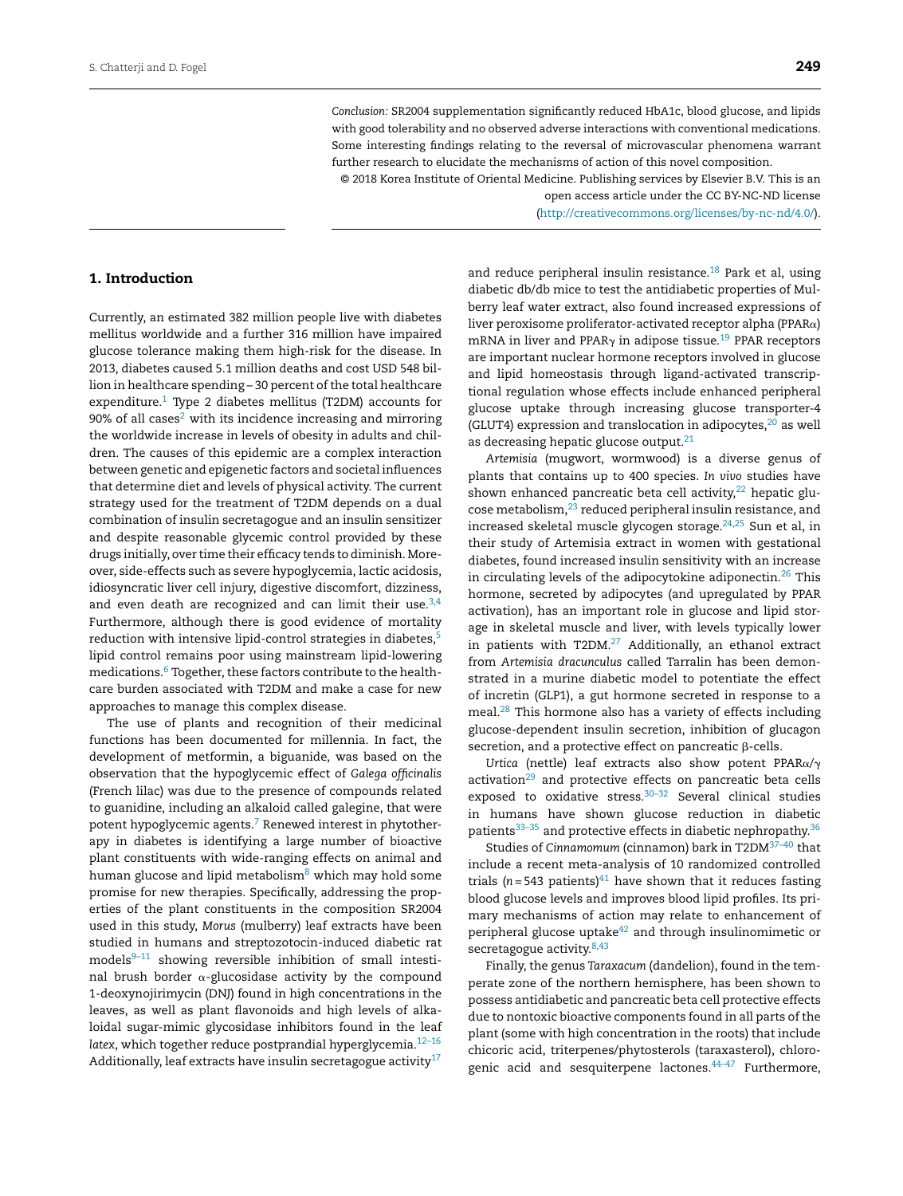*Conclusion:* SR2004 supplementation significantly reduced HbA1c, blood glucose, and lipids with good tolerability and no observed adverse interactions with conventional medications. Some interesting findings relating to the reversal of microvascular phenomena warrant further research to elucidate the mechanisms of action of this novel composition.

© 2018 Korea Institute of Oriental Medicine. Publishing services by Elsevier B.V. This is an open access article under the CC BY-NC-ND license (http://creativecommons.org/licenses/by-nc-nd/4.0/).

## 1. Introduction

Currently, an estimated 382 million people live with diabetes mellitus worldwide and a further 316 million have impaired glucose tolerance making them high-risk for the disease. In 2013, diabetes caused 5.1 million deaths and cost USD 548 billion in healthcare spending – 30 percent of the total healthcare expenditure.[1] Type 2 diabetes mellitus (T2DM) accounts for 90% of all cases[2] with its incidence increasing and mirroring the worldwide increase in levels of obesity in adults and children. The causes of this epidemic are a complex interaction between genetic and epigenetic factors and societal influences that determine diet and levels of physical activity. The current strategy used for the treatment of T2DM depends on a dual combination of insulin secretagogue and an insulin sensitizer and despite reasonable glycemic control provided by these drugs initially, over time their efficacy tends to diminish. Moreover, side-effects such as severe hypoglycemia, lactic acidosis, idiosyncratic liver cell injury, digestive discomfort, dizziness, and even death are recognized and can limit their use.[3,4] Furthermore, although there is good evidence of mortality reduction with intensive lipid-control strategies in diabetes,[5] lipid control remains poor using mainstream lipid-lowering medications.[6] Together, these factors contribute to the healthcare burden associated with T2DM and make a case for new approaches to manage this complex disease.

The use of plants and recognition of their medicinal functions has been documented for millennia. In fact, the development of metformin, a biguanide, was based on the observation that the hypoglycemic effect of *Galega officinalis* (French lilac) was due to the presence of compounds related to guanidine, including an alkaloid called galegine, that were potent hypoglycemic agents.[7] Renewed interest in phytotherapy in diabetes is identifying a large number of bioactive plant constituents with wide-ranging effects on animal and human glucose and lipid metabolism[8] which may hold some promise for new therapies. Specifically, addressing the properties of the plant constituents in the composition SR2004 used in this study, *Morus* (mulberry) leaf extracts have been studied in humans and streptozotocin-induced diabetic rat models[9–11] showing reversible inhibition of small intestinal brush border α-glucosidase activity by the compound 1-deoxynojirimycin (DNJ) found in high concentrations in the leaves, as well as plant flavonoids and high levels of alkaloidal sugar-mimic glycosidase inhibitors found in the leaf *latex*, which together reduce postprandial hyperglycemia.[12–16] Additionally, leaf extracts have insulin secretagogue activity[17] and reduce peripheral insulin resistance.[18] Park et al, using diabetic db/db mice to test the antidiabetic properties of Mulberry leaf water extract, also found increased expressions of liver peroxisome proliferator-activated receptor alpha (PPARα) mRNA in liver and PPARγ in adipose tissue.[19] PPAR receptors are important nuclear hormone receptors involved in glucose and lipid homeostasis through ligand-activated transcriptional regulation whose effects include enhanced peripheral glucose uptake through increasing glucose transporter-4 (GLUT4) expression and translocation in adipocytes,[20] as well as decreasing hepatic glucose output.[21]

*Artemisia* (mugwort, wormwood) is a diverse genus of plants that contains up to 400 species. *In vivo* studies have shown enhanced pancreatic beta cell activity,[22] hepatic glucose metabolism,[23] reduced peripheral insulin resistance, and increased skeletal muscle glycogen storage.[24,25] Sun et al, in their study of Artemisia extract in women with gestational diabetes, found increased insulin sensitivity with an increase in circulating levels of the adipocytokine adiponectin.[26] This hormone, secreted by adipocytes (and upregulated by PPAR activation), has an important role in glucose and lipid storage in skeletal muscle and liver, with levels typically lower in patients with T2DM.[27] Additionally, an ethanol extract from *Artemisia dracunculus* called Tarralin has been demonstrated in a murine diabetic model to potentiate the effect of incretin (GLP1), a gut hormone secreted in response to a meal.[28] This hormone also has a variety of effects including glucose-dependent insulin secretion, inhibition of glucagon secretion, and a protective effect on pancreatic β-cells.

*Urtica* (nettle) leaf extracts also show potent PPARα/γ activation[29] and protective effects on pancreatic beta cells exposed to oxidative stress.[30–32] Several clinical studies in humans have shown glucose reduction in diabetic patients[33–35] and protective effects in diabetic nephropathy.[36]

Studies of *Cinnamomum* (cinnamon) bark in T2DM[37–40] that include a recent meta-analysis of 10 randomized controlled trials ($n = 543$ patients)[41] have shown that it reduces fasting blood glucose levels and improves blood lipid profiles. Its primary mechanisms of action may relate to enhancement of peripheral glucose uptake[42] and through insulinomimetic or secretagogue activity.[8,43]

Finally, the genus *Taraxacum* (dandelion), found in the temperate zone of the northern hemisphere, has been shown to possess antidiabetic and pancreatic beta cell protective effects due to nontoxic bioactive components found in all parts of the plant (some with high concentration in the roots) that include chicoric acid, triterpenes/phytosterols (taraxasterol), chlorogenic acid and sesquiterpene lactones.[44–47] Furthermore,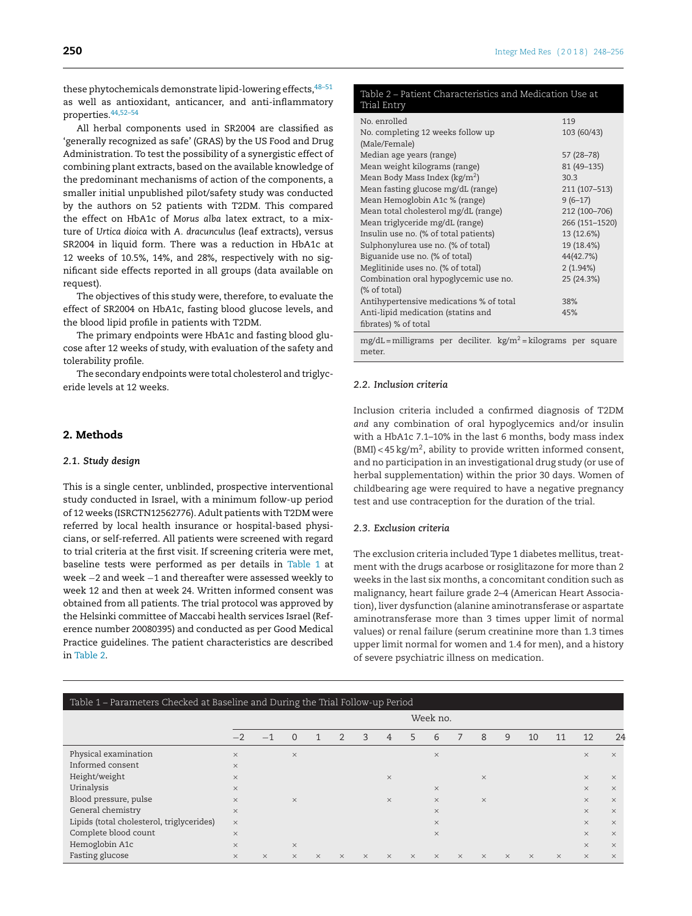these phytochemicals demonstrate lipid-lowering effects,[48–51] as well as antioxidant, anticancer, and anti-inflammatory properties.[44,52–54]

All herbal components used in SR2004 are classified as 'generally recognized as safe' (GRAS) by the US Food and Drug Administration. To test the possibility of a synergistic effect of combining plant extracts, based on the available knowledge of the predominant mechanisms of action of the components, a smaller initial unpublished pilot/safety study was conducted by the authors on 52 patients with T2DM. This compared the effect on HbA1c of *Morus alba* latex extract, to a mixture of *Urtica dioica* with *A. dracunculus* (leaf extracts), versus SR2004 in liquid form. There was a reduction in HbA1c at 12 weeks of 10.5%, 14%, and 28%, respectively with no significant side effects reported in all groups (data available on request).

The objectives of this study were, therefore, to evaluate the effect of SR2004 on HbA1c, fasting blood glucose levels, and the blood lipid profile in patients with T2DM.

The primary endpoints were HbA1c and fasting blood glucose after 12 weeks of study, with evaluation of the safety and tolerability profile.

The secondary endpoints were total cholesterol and triglyceride levels at 12 weeks.

## 2. Methods

### 2.1. Study design

This is a single center, unblinded, prospective interventional study conducted in Israel, with a minimum follow-up period of 12 weeks (ISRCTN12562776). Adult patients with T2DM were referred by local health insurance or hospital-based physicians, or self-referred. All patients were screened with regard to trial criteria at the first visit. If screening criteria were met, baseline tests were performed as per details in Table 1 at week −2 and week −1 and thereafter were assessed weekly to week 12 and then at week 24. Written informed consent was obtained from all patients. The trial protocol was approved by the Helsinki committee of Maccabi health services Israel (Reference number 20080395) and conducted as per Good Medical Practice guidelines. The patient characteristics are described in Table 2.

Table 2 – Patient Characteristics and Medication Use at Trial Entry

| | |
|---|---|
| No. enrolled | 119 |
| No. completing 12 weeks follow up (Male/Female) | 103 (60/43) |
| Median age years (range) | 57 (28–78) |
| Mean weight kilograms (range) | 81 (49–135) |
| Mean Body Mass Index (kg/m$^2$) | 30.3 |
| Mean fasting glucose mg/dL (range) | 211 (107–513) |
| Mean Hemoglobin A1c % (range) | 9 (6–17) |
| Mean total cholesterol mg/dL (range) | 212 (100–706) |
| Mean triglyceride mg/dL (range) | 266 (151–1520) |
| Insulin use no. (% of total patients) | 13 (12.6%) |
| Sulphonylurea use no. (% of total) | 19 (18.4%) |
| Biguanide use no. (% of total) | 44(42.7%) |
| Meglitinide uses no. (% of total) | 2 (1.94%) |
| Combination oral hypoglycemic use no. (% of total) | 25 (24.3%) |
| Antihypertensive medications % of total | 38% |
| Anti-lipid medication (statins and fibrates) % of total | 45% |

mg/dL = milligrams per deciliter. kg/m$^2$ = kilograms per square meter.

### 2.2. Inclusion criteria

Inclusion criteria included a confirmed diagnosis of T2DM *and* any combination of oral hypoglycemics and/or insulin with a HbA1c 7.1–10% in the last 6 months, body mass index (BMI) < 45 kg/m$^2$, ability to provide written informed consent, and no participation in an investigational drug study (or use of herbal supplementation) within the prior 30 days. Women of childbearing age were required to have a negative pregnancy test and use contraception for the duration of the trial.

### 2.3. Exclusion criteria

The exclusion criteria included Type 1 diabetes mellitus, treatment with the drugs acarbose or rosiglitazone for more than 2 weeks in the last six months, a concomitant condition such as malignancy, heart failure grade 2–4 (American Heart Association), liver dysfunction (alanine aminotransferase or aspartate aminotransferase more than 3 times upper limit of normal values) or renal failure (serum creatinine more than 1.3 times upper limit normal for women and 1.4 for men), and a history of severe psychiatric illness on medication.

Table 1 – Parameters Checked at Baseline and During the Trial Follow-up Period

| | Week no. | | | | | | | | | | | | | | | |
|---|---|---|---|---|---|---|---|---|---|---|---|---|---|---|---|---|
| | −2 | −1 | 0 | 1 | 2 | 3 | 4 | 5 | 6 | 7 | 8 | 9 | 10 | 11 | 12 | 24 |
| Physical examination | × | | × | | | | | | × | | | | | | × | × |
| Informed consent | × | | | | | | | | | | | | | | | |
| Height/weight | × | | | | | | × | | | | × | | | | × | × |
| Urinalysis | × | | | | | | | | × | | | | | | × | × |
| Blood pressure, pulse | × | | × | | | | × | | × | | × | | | | × | × |
| General chemistry | × | | | | | | | | × | | | | | | × | × |
| Lipids (total cholesterol, triglycerides) | × | | | | | | | | × | | | | | | × | × |
| Complete blood count | × | | | | | | | | × | | | | | | × | × |
| Hemoglobin A1c | × | | × | | | | | | | | | | | | × | × |
| Fasting glucose | × | × | × | × | × | × | × | × | × | × | × | × | × | × | × | × |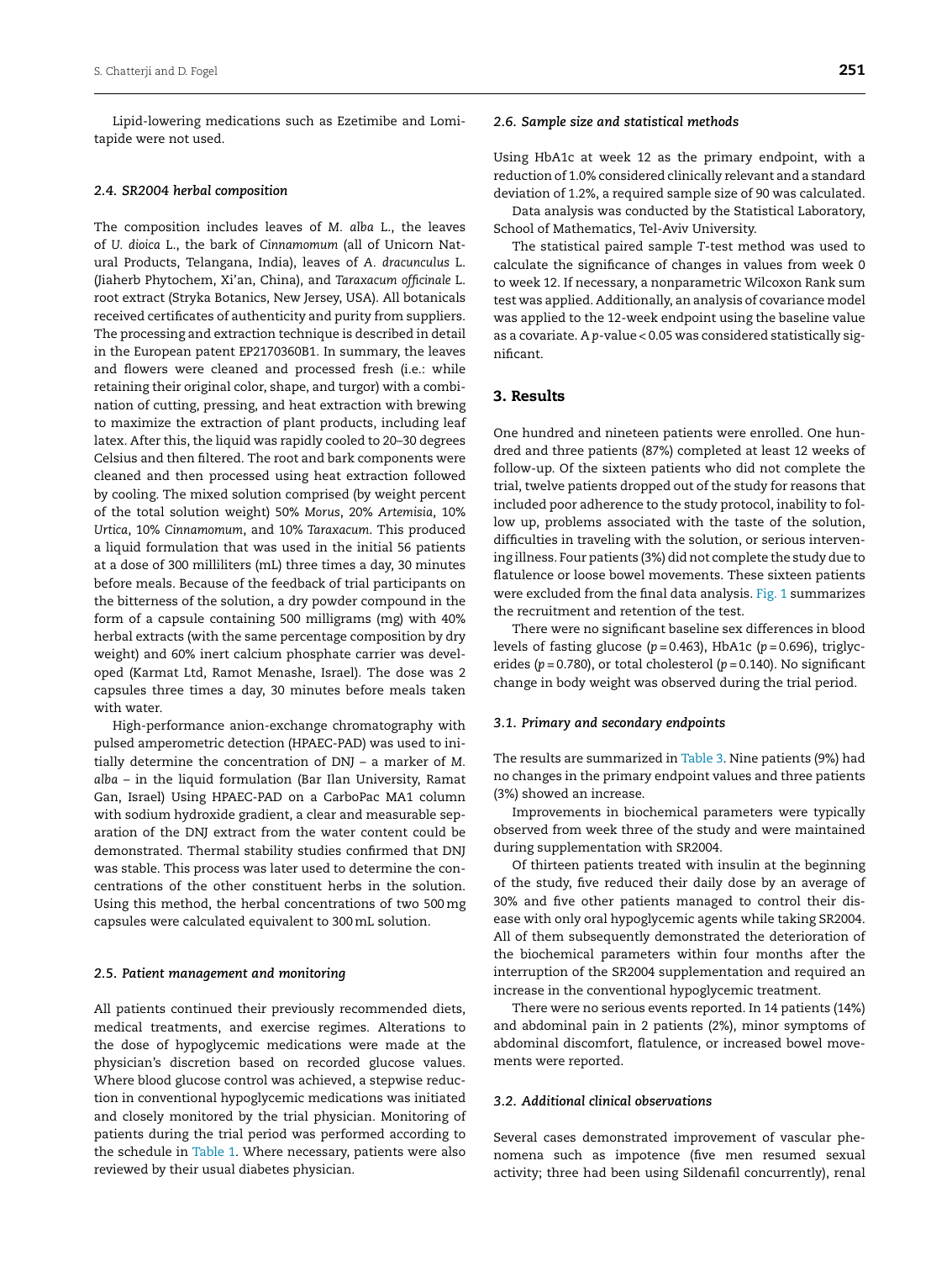Lipid-lowering medications such as Ezetimibe and Lomitapide were not used.

### 2.4. SR2004 herbal composition

The composition includes leaves of *M. alba* L., the leaves of *U. dioica* L., the bark of *Cinnamomum* (all of Unicorn Natural Products, Telangana, India), leaves of *A. dracunculus* L. (Jiaherb Phytochem, Xi'an, China), and *Taraxacum officinale* L. root extract (Stryka Botanics, New Jersey, USA). All botanicals received certificates of authenticity and purity from suppliers. The processing and extraction technique is described in detail in the European patent EP2170360B1. In summary, the leaves and flowers were cleaned and processed fresh (i.e.: while retaining their original color, shape, and turgor) with a combination of cutting, pressing, and heat extraction with brewing to maximize the extraction of plant products, including leaf latex. After this, the liquid was rapidly cooled to 20–30 degrees Celsius and then filtered. The root and bark components were cleaned and then processed using heat extraction followed by cooling. The mixed solution comprised (by weight percent of the total solution weight) 50% *Morus*, 20% *Artemisia*, 10% *Urtica*, 10% *Cinnamomum*, and 10% *Taraxacum*. This produced a liquid formulation that was used in the initial 56 patients at a dose of 300 milliliters (mL) three times a day, 30 minutes before meals. Because of the feedback of trial participants on the bitterness of the solution, a dry powder compound in the form of a capsule containing 500 milligrams (mg) with 40% herbal extracts (with the same percentage composition by dry weight) and 60% inert calcium phosphate carrier was developed (Karmat Ltd, Ramot Menashe, Israel). The dose was 2 capsules three times a day, 30 minutes before meals taken with water.

High-performance anion-exchange chromatography with pulsed amperometric detection (HPAEC-PAD) was used to initially determine the concentration of DNJ – a marker of *M. alba* – in the liquid formulation (Bar Ilan University, Ramat Gan, Israel) Using HPAEC-PAD on a CarboPac MA1 column with sodium hydroxide gradient, a clear and measurable separation of the DNJ extract from the water content could be demonstrated. Thermal stability studies confirmed that DNJ was stable. This process was later used to determine the concentrations of the other constituent herbs in the solution. Using this method, the herbal concentrations of two 500 mg capsules were calculated equivalent to 300 mL solution.

### 2.5. Patient management and monitoring

All patients continued their previously recommended diets, medical treatments, and exercise regimes. Alterations to the dose of hypoglycemic medications were made at the physician's discretion based on recorded glucose values. Where blood glucose control was achieved, a stepwise reduction in conventional hypoglycemic medications was initiated and closely monitored by the trial physician. Monitoring of patients during the trial period was performed according to the schedule in Table 1. Where necessary, patients were also reviewed by their usual diabetes physician.

### 2.6. Sample size and statistical methods

Using HbA1c at week 12 as the primary endpoint, with a reduction of 1.0% considered clinically relevant and a standard deviation of 1.2%, a required sample size of 90 was calculated.

Data analysis was conducted by the Statistical Laboratory, School of Mathematics, Tel-Aviv University.

The statistical paired sample *T*-test method was used to calculate the significance of changes in values from week 0 to week 12. If necessary, a nonparametric Wilcoxon Rank sum test was applied. Additionally, an analysis of covariance model was applied to the 12-week endpoint using the baseline value as a covariate. A $p$-value < 0.05 was considered statistically significant.

## 3. Results

One hundred and nineteen patients were enrolled. One hundred and three patients (87%) completed at least 12 weeks of follow-up. Of the sixteen patients who did not complete the trial, twelve patients dropped out of the study for reasons that included poor adherence to the study protocol, inability to follow up, problems associated with the taste of the solution, difficulties in traveling with the solution, or serious intervening illness. Four patients (3%) did not complete the study due to flatulence or loose bowel movements. These sixteen patients were excluded from the final data analysis. Fig. 1 summarizes the recruitment and retention of the test.

There were no significant baseline sex differences in blood levels of fasting glucose ($p = 0.463$), HbA1c ($p = 0.696$), triglycerides ($p = 0.780$), or total cholesterol ($p = 0.140$). No significant change in body weight was observed during the trial period.

### 3.1. Primary and secondary endpoints

The results are summarized in Table 3. Nine patients (9%) had no changes in the primary endpoint values and three patients (3%) showed an increase.

Improvements in biochemical parameters were typically observed from week three of the study and were maintained during supplementation with SR2004.

Of thirteen patients treated with insulin at the beginning of the study, five reduced their daily dose by an average of 30% and five other patients managed to control their disease with only oral hypoglycemic agents while taking SR2004. All of them subsequently demonstrated the deterioration of the biochemical parameters within four months after the interruption of the SR2004 supplementation and required an increase in the conventional hypoglycemic treatment.

There were no serious events reported. In 14 patients (14%) and abdominal pain in 2 patients (2%), minor symptoms of abdominal discomfort, flatulence, or increased bowel movements were reported.

### 3.2. Additional clinical observations

Several cases demonstrated improvement of vascular phenomena such as impotence (five men resumed sexual activity; three had been using Sildenafil concurrently), renal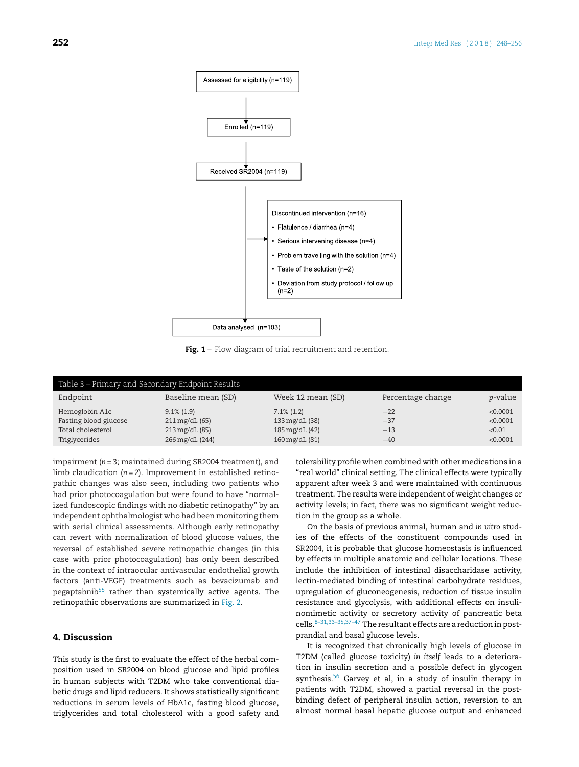Assessed for eligibility (n=119)

Enrolled (n=119)

Received SR2004 (n=119)

Discontinued intervention (n=16)

- Flatulence / diarrhea (n=4)
- Serious intervening disease (n=4)
- Problem travelling with the solution (n=4)
- Taste of the solution (n=2)
- Deviation from study protocol / follow up (n=2)

Data analysed (n=103)

**Fig. 1** – Flow diagram of trial recruitment and retention.

Table 3 – Primary and Secondary Endpoint Results

| Endpoint | Baseline mean (SD) | Week 12 mean (SD) | Percentage change | *p*-value |
|---|---|---|---|---|
| Hemoglobin A1c | 9.1% (1.9) | 7.1% (1.2) | −22 | <0.0001 |
| Fasting blood glucose | 211 mg/dL (65) | 133 mg/dL (38) | −37 | <0.0001 |
| Total cholesterol | 213 mg/dL (85) | 185 mg/dL (42) | −13 | <0.01 |
| Triglycerides | 266 mg/dL (244) | 160 mg/dL (81) | −40 | <0.0001 |

impairment (*n* = 3; maintained during SR2004 treatment), and limb claudication (*n* = 2). Improvement in established retinopathic changes was also seen, including two patients who had prior photocoagulation but were found to have "normalized fundoscopic findings with no diabetic retinopathy" by an independent ophthalmologist who had been monitoring them with serial clinical assessments. Although early retinopathy can revert with normalization of blood glucose values, the reversal of established severe retinopathic changes (in this case with prior photocoagulation) has only been described in the context of intraocular antivascular endothelial growth factors (anti-VEGF) treatments such as bevacizumab and pegaptabnib[55] rather than systemically active agents. The retinopathic observations are summarized in Fig. 2.

## 4. Discussion

This study is the first to evaluate the effect of the herbal composition used in SR2004 on blood glucose and lipid profiles in human subjects with T2DM who take conventional diabetic drugs and lipid reducers. It shows statistically significant reductions in serum levels of HbA1c, fasting blood glucose, triglycerides and total cholesterol with a good safety and tolerability profile when combined with other medications in a "real world" clinical setting. The clinical effects were typically apparent after week 3 and were maintained with continuous treatment. The results were independent of weight changes or activity levels; in fact, there was no significant weight reduction in the group as a whole.

On the basis of previous animal, human and *in vitro* studies of the effects of the constituent compounds used in SR2004, it is probable that glucose homeostasis is influenced by effects in multiple anatomic and cellular locations. These include the inhibition of intestinal disaccharidase activity, lectin-mediated binding of intestinal carbohydrate residues, upregulation of gluconeogenesis, reduction of tissue insulin resistance and glycolysis, with additional effects on insulinomimetic activity or secretory activity of pancreatic beta cells.[8–31,33–35,37–47] The resultant effects are a reduction in postprandial and basal glucose levels.

It is recognized that chronically high levels of glucose in T2DM (called glucose toxicity) *in itself* leads to a deterioration in insulin secretion and a possible defect in glycogen synthesis.[56] Garvey et al, in a study of insulin therapy in patients with T2DM, showed a partial reversal in the postbinding defect of peripheral insulin action, reversion to an almost normal basal hepatic glucose output and enhanced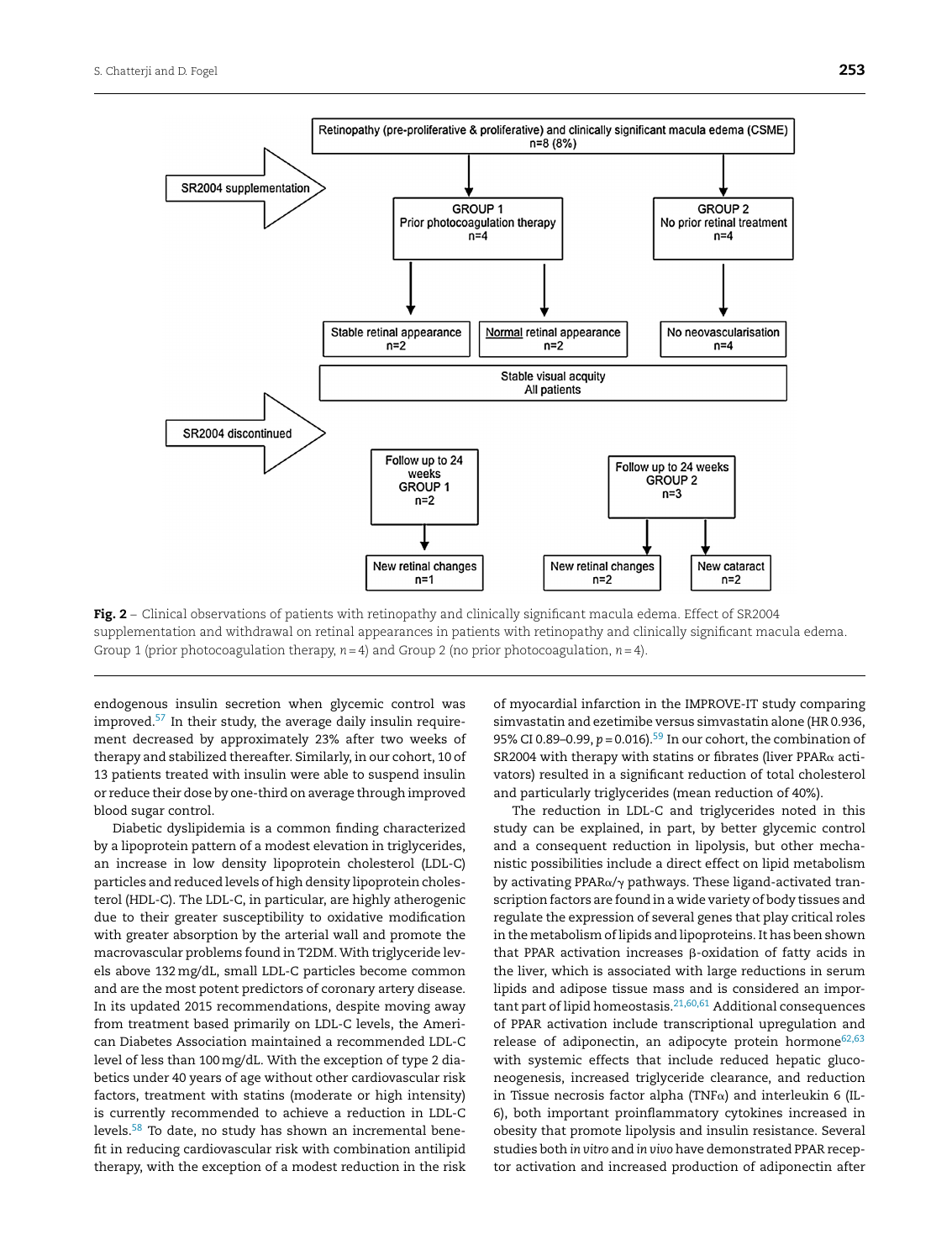Retinopathy (pre-proliferative & proliferative) and clinically significant macula edema (CSME)
n=8 (8%)

SR2004 supplementation

GROUP 1
Prior photocoagulation therapy
n=4

GROUP 2
No prior retinal treatment
n=4

Stable retinal appearance
n=2

Normal retinal appearance
n=2

No neovascularisation
n=4

Stable visual acquity
All patients

SR2004 discontinued

Follow up to 24 weeks
GROUP 1
n=2

Follow up to 24 weeks
GROUP 2
n=3

New retinal changes
n=1

New retinal changes
n=2

New cataract
n=2

**Fig. 2** – Clinical observations of patients with retinopathy and clinically significant macula edema. Effect of SR2004 supplementation and withdrawal on retinal appearances in patients with retinopathy and clinically significant macula edema. Group 1 (prior photocoagulation therapy, $n = 4$) and Group 2 (no prior photocoagulation, $n = 4$).

endogenous insulin secretion when glycemic control was improved.[57] In their study, the average daily insulin requirement decreased by approximately 23% after two weeks of therapy and stabilized thereafter. Similarly, in our cohort, 10 of 13 patients treated with insulin were able to suspend insulin or reduce their dose by one-third on average through improved blood sugar control.

Diabetic dyslipidemia is a common finding characterized by a lipoprotein pattern of a modest elevation in triglycerides, an increase in low density lipoprotein cholesterol (LDL-C) particles and reduced levels of high density lipoprotein cholesterol (HDL-C). The LDL-C, in particular, are highly atherogenic due to their greater susceptibility to oxidative modification with greater absorption by the arterial wall and promote the macrovascular problems found in T2DM. With triglyceride levels above 132 mg/dL, small LDL-C particles become common and are the most potent predictors of coronary artery disease. In its updated 2015 recommendations, despite moving away from treatment based primarily on LDL-C levels, the American Diabetes Association maintained a recommended LDL-C level of less than 100 mg/dL. With the exception of type 2 diabetics under 40 years of age without other cardiovascular risk factors, treatment with statins (moderate or high intensity) is currently recommended to achieve a reduction in LDL-C levels.[58] To date, no study has shown an incremental benefit in reducing cardiovascular risk with combination antilipid therapy, with the exception of a modest reduction in the risk of myocardial infarction in the IMPROVE-IT study comparing simvastatin and ezetimibe versus simvastatin alone (HR 0.936, 95% CI 0.89–0.99, $p = 0.016$).[59] In our cohort, the combination of SR2004 with therapy with statins or fibrates (liver PPAR$\alpha$ activators) resulted in a significant reduction of total cholesterol and particularly triglycerides (mean reduction of 40%).

The reduction in LDL-C and triglycerides noted in this study can be explained, in part, by better glycemic control and a consequent reduction in lipolysis, but other mechanistic possibilities include a direct effect on lipid metabolism by activating PPAR$\alpha/\gamma$ pathways. These ligand-activated transcription factors are found in a wide variety of body tissues and regulate the expression of several genes that play critical roles in the metabolism of lipids and lipoproteins. It has been shown that PPAR activation increases $\beta$-oxidation of fatty acids in the liver, which is associated with large reductions in serum lipids and adipose tissue mass and is considered an important part of lipid homeostasis.[21,60,61] Additional consequences of PPAR activation include transcriptional upregulation and release of adiponectin, an adipocyte protein hormone[62,63] with systemic effects that include reduced hepatic gluconeogenesis, increased triglyceride clearance, and reduction in Tissue necrosis factor alpha (TNF$\alpha$) and interleukin 6 (IL-6), both important proinflammatory cytokines increased in obesity that promote lipolysis and insulin resistance. Several studies both *in vitro* and *in vivo* have demonstrated PPAR receptor activation and increased production of adiponectin after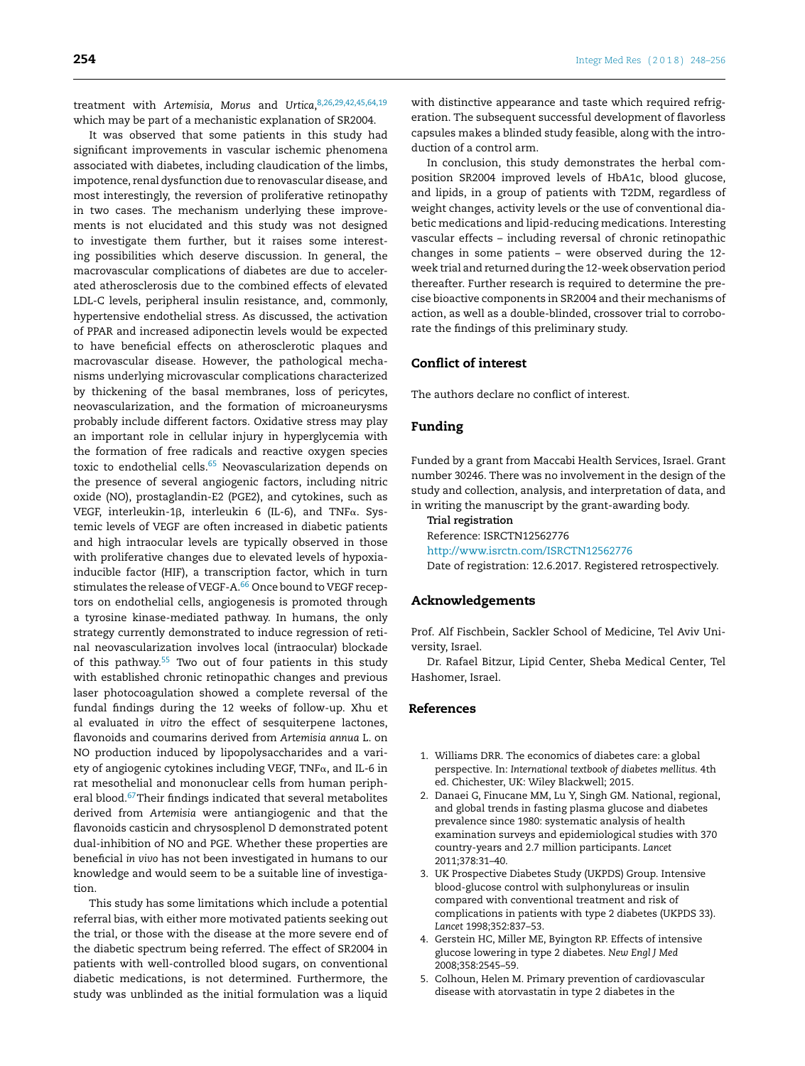treatment with *Artemisia*, *Morus* and *Urtica*,[8,26,29,42,45,64,19] which may be part of a mechanistic explanation of SR2004.

It was observed that some patients in this study had significant improvements in vascular ischemic phenomena associated with diabetes, including claudication of the limbs, impotence, renal dysfunction due to renovascular disease, and most interestingly, the reversion of proliferative retinopathy in two cases. The mechanism underlying these improvements is not elucidated and this study was not designed to investigate them further, but it raises some interesting possibilities which deserve discussion. In general, the macrovascular complications of diabetes are due to accelerated atherosclerosis due to the combined effects of elevated LDL-C levels, peripheral insulin resistance, and, commonly, hypertensive endothelial stress. As discussed, the activation of PPAR and increased adiponectin levels would be expected to have beneficial effects on atherosclerotic plaques and macrovascular disease. However, the pathological mechanisms underlying microvascular complications characterized by thickening of the basal membranes, loss of pericytes, neovascularization, and the formation of microaneurysms probably include different factors. Oxidative stress may play an important role in cellular injury in hyperglycemia with the formation of free radicals and reactive oxygen species toxic to endothelial cells.[65] Neovascularization depends on the presence of several angiogenic factors, including nitric oxide (NO), prostaglandin-E2 (PGE2), and cytokines, such as VEGF, interleukin-1β, interleukin 6 (IL-6), and TNFα. Systemic levels of VEGF are often increased in diabetic patients and high intraocular levels are typically observed in those with proliferative changes due to elevated levels of hypoxia-inducible factor (HIF), a transcription factor, which in turn stimulates the release of VEGF-A.[66] Once bound to VEGF receptors on endothelial cells, angiogenesis is promoted through a tyrosine kinase-mediated pathway. In humans, the only strategy currently demonstrated to induce regression of retinal neovascularization involves local (intraocular) blockade of this pathway.[55] Two out of four patients in this study with established chronic retinopathic changes and previous laser photocoagulation showed a complete reversal of the fundal findings during the 12 weeks of follow-up. Xhu et al evaluated *in vitro* the effect of sesquiterpene lactones, flavonoids and coumarins derived from *Artemisia annua* L. on NO production induced by lipopolysaccharides and a variety of angiogenic cytokines including VEGF, TNFα, and IL-6 in rat mesothelial and mononuclear cells from human peripheral blood.[67] Their findings indicated that several metabolites derived from *Artemisia* were antiangiogenic and that the flavonoids casticin and chrysosplenol D demonstrated potent dual-inhibition of NO and PGE. Whether these properties are beneficial *in vivo* has not been investigated in humans to our knowledge and would seem to be a suitable line of investigation.

This study has some limitations which include a potential referral bias, with either more motivated patients seeking out the trial, or those with the disease at the more severe end of the diabetic spectrum being referred. The effect of SR2004 in patients with well-controlled blood sugars, on conventional diabetic medications, is not determined. Furthermore, the study was unblinded as the initial formulation was a liquid with distinctive appearance and taste which required refrigeration. The subsequent successful development of flavorless capsules makes a blinded study feasible, along with the introduction of a control arm.

In conclusion, this study demonstrates the herbal composition SR2004 improved levels of HbA1c, blood glucose, and lipids, in a group of patients with T2DM, regardless of weight changes, activity levels or the use of conventional diabetic medications and lipid-reducing medications. Interesting vascular effects – including reversal of chronic retinopathic changes in some patients – were observed during the 12-week trial and returned during the 12-week observation period thereafter. Further research is required to determine the precise bioactive components in SR2004 and their mechanisms of action, as well as a double-blinded, crossover trial to corroborate the findings of this preliminary study.

## Conflict of interest

The authors declare no conflict of interest.

## Funding

Funded by a grant from Maccabi Health Services, Israel. Grant number 30246. There was no involvement in the design of the study and collection, analysis, and interpretation of data, and in writing the manuscript by the grant-awarding body.

**Trial registration**

Reference: ISRCTN12562776

http://www.isrctn.com/ISRCTN12562776

Date of registration: 12.6.2017. Registered retrospectively.

## Acknowledgements

Prof. Alf Fischbein, Sackler School of Medicine, Tel Aviv University, Israel.

Dr. Rafael Bitzur, Lipid Center, Sheba Medical Center, Tel Hashomer, Israel.

## References

1. Williams DRR. The economics of diabetes care: a global perspective. In: *International textbook of diabetes mellitus*. 4th ed. Chichester, UK: Wiley Blackwell; 2015.
2. Danaei G, Finucane MM, Lu Y, Singh GM. National, regional, and global trends in fasting plasma glucose and diabetes prevalence since 1980: systematic analysis of health examination surveys and epidemiological studies with 370 country-years and 2.7 million participants. *Lancet* 2011;378:31–40.
3. UK Prospective Diabetes Study (UKPDS) Group. Intensive blood-glucose control with sulphonylureas or insulin compared with conventional treatment and risk of complications in patients with type 2 diabetes (UKPDS 33). *Lancet* 1998;352:837–53.
4. Gerstein HC, Miller ME, Byington RP. Effects of intensive glucose lowering in type 2 diabetes. *New Engl J Med* 2008;358:2545–59.
5. Colhoun, Helen M. Primary prevention of cardiovascular disease with atorvastatin in type 2 diabetes in the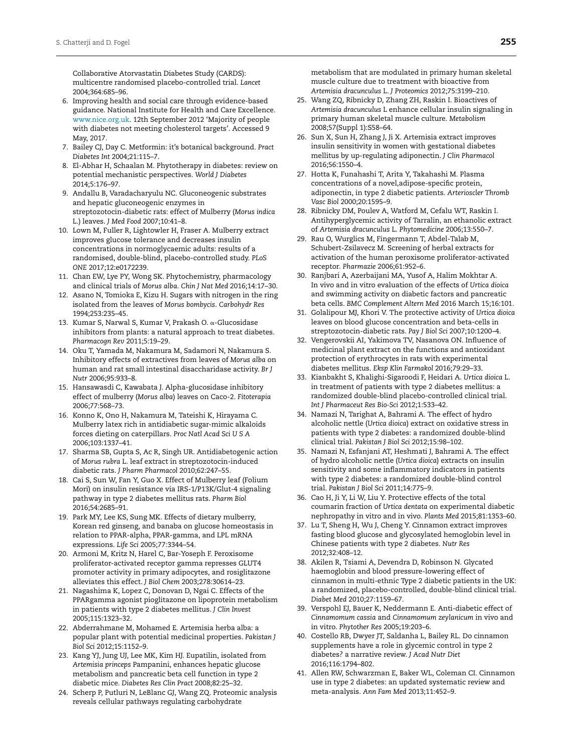Collaborative Atorvastatin Diabetes Study (CARDS): multicentre randomised placebo-controlled trial. *Lancet* 2004;364:685–96.

6. Improving health and social care through evidence-based guidance. National Institute for Health and Care Excellence. www.nice.org.uk. 12th September 2012 'Majority of people with diabetes not meeting cholesterol targets'. Accessed 9 May, 2017.
7. Bailey CJ, Day C. Metformin: it's botanical background. *Pract Diabetes Int* 2004;21:115–7.
8. El-Abhar H, Schaalan M. Phytotherapy in diabetes: review on potential mechanistic perspectives. *World J Diabetes* 2014;5:176–97.
9. Andallu B, Varadacharyulu NC. Gluconeogenic substrates and hepatic gluconeogenic enzymes in streptozotocin-diabetic rats: effect of Mulberry (*Morus indica* L.) leaves. *J Med Food* 2007;10:41–8.
10. Lown M, Fuller R, Lightowler H, Fraser A. Mulberry extract improves glucose tolerance and decreases insulin concentrations in normoglycaemic adults: results of a randomised, double-blind, placebo-controlled study. *PLoS ONE* 2017;12:e0172239.
11. Chan EW, Lye PY, Wong SK. Phytochemistry, pharmacology and clinical trials of *Morus alba*. *Chin J Nat Med* 2016;14:17–30.
12. Asano N, Tomioka E, Kizu H. Sugars with nitrogen in the ring isolated from the leaves of *Morus bombycis*. *Carbohydr Res* 1994;253:235–45.
13. Kumar S, Narwal S, Kumar V, Prakash O. α-Glucosidase inhibitors from plants: a natural approach to treat diabetes. *Pharmacogn Rev* 2011;5:19–29.
14. Oku T, Yamada M, Nakamura M, Sadamori N, Nakamura S. Inhibitory effects of extractives from leaves of *Morus alba* on human and rat small intestinal disaccharidase activity. *Br J Nutr* 2006;95:933–8.
15. Hansawasdi C, Kawabata J. Alpha-glucosidase inhibitory effect of mulberry (*Morus alba*) leaves on Caco-2. *Fitoterapia* 2006;77:568–73.
16. Konno K, Ono H, Nakamura M, Tateishi K, Hirayama C. Mulberry latex rich in antidiabetic sugar-mimic alkaloids forces dieting on caterpillars. *Proc Natl Acad Sci U S A* 2006;103:1337–41.
17. Sharma SB, Gupta S, Ac R, Singh UR. Antidiabetogenic action of *Morus rubra* L. leaf extract in streptozotocin-induced diabetic rats. *J Pharm Pharmacol* 2010;62:247–55.
18. Cai S, Sun W, Fan Y, Guo X. Effect of Mulberry leaf (Folium Mori) on insulin resistance via IRS-1/P13K/Glut-4 signaling pathway in type 2 diabetes mellitus rats. *Pharm Biol* 2016;54:2685–91.
19. Park MY, Lee KS, Sung MK. Effects of dietary mulberry, Korean red ginseng, and banaba on glucose homeostasis in relation to PPAR-alpha, PPAR-gamma, and LPL mRNA expressions. *Life Sci* 2005;77:3344–54.
20. Armoni M, Kritz N, Harel C, Bar-Yoseph F. Peroxisome proliferator-activated receptor gamma represses GLUT4 promoter activity in primary adipocytes, and rosiglitazone alleviates this effect. *J Biol Chem* 2003;278:30614–23.
21. Nagashima K, Lopez C, Donovan D, Ngai C. Effects of the PPARgamma agonist pioglitazone on lipoprotein metabolism in patients with type 2 diabetes mellitus. *J Clin Invest* 2005;115:1323–32.
22. Abderrahmane M, Mohamed E. Artemisia herba alba: a popular plant with potential medicinal properties. *Pakistan J Biol Sci* 2012;15:1152–9.
23. Kang YJ, Jung UJ, Lee MK, Kim HJ. Eupatilin, isolated from *Artemisia princeps* Pampanini, enhances hepatic glucose metabolism and pancreatic beta cell function in type 2 diabetic mice. *Diabetes Res Clin Pract* 2008;82:25–32.
24. Scherp P, Putluri N, LeBlanc GJ, Wang ZQ. Proteomic analysis reveals cellular pathways regulating carbohydrate metabolism that are modulated in primary human skeletal muscle culture due to treatment with bioactive from *Artemisia dracunculus* L. *J Proteomics* 2012;75:3199–210.
25. Wang ZQ, Ribnicky D, Zhang ZH, Raskin I. Bioactives of *Artemisia dracunculus* L enhance cellular insulin signaling in primary human skeletal muscle culture. *Metabolism* 2008;57(Suppl 1):S58–64.
26. Sun X, Sun H, Zhang J, Ji X. Artemisia extract improves insulin sensitivity in women with gestational diabetes mellitus by up-regulating adiponectin. *J Clin Pharmacol* 2016;56:1550–4.
27. Hotta K, Funahashi T, Arita Y, Takahashi M. Plasma concentrations of a novel,adipose-specific protein, adiponectin, in type 2 diabetic patients. *Arterioscler Thromb Vasc Biol* 2000;20:1595–9.
28. Ribnicky DM, Poulev A, Watford M, Cefalu WT, Raskin I. Antihyperglycemic activity of Tarralin, an ethanolic extract of *Artemisia dracunculus* L. *Phytomedicine* 2006;13:550–7.
29. Rau O, Wurglics M, Fingermann T, Abdel-Talab M, Schubert-Zsilavecz M. Screening of herbal extracts for activation of the human peroxisome proliferator-activated receptor. *Pharmazie* 2006;61:952–6.
30. Ranjbari A, Azerbaijani MA, Yusof A, Halim Mokhtar A. In vivo and in vitro evaluation of the effects of *Urtica dioica* and swimming activity on diabetic factors and pancreatic beta cells. *BMC Complement Altern Med* 2016 March 15;16:101.
31. Golalipour MJ, Khori V. The protective activity of *Urtica dioica* leaves on blood glucose concentration and beta-cells in streptozotocin-diabetic rats. *Pay J Biol Sci* 2007;10:1200–4.
32. Vengerovskii AI, Yakimova TV, Nasanova ON. Influence of medicinal plant extract on the functions and antioxidant protection of erythrocytes in rats with experimental diabetes mellitus. *Eksp Klin Farmakol* 2016;79:29–33.
33. Kianbakht S, Khalighi-Sigaroodi F, Heidari A. *Urtica dioica* L. in treatment of patients with type 2 diabetes mellitus: a randomized double-blind placebo-controlled clinical trial. *Int J Pharmaceut Res Bio-Sci* 2012;1:533–42.
34. Namazi N, Tarighat A, Bahrami A. The effect of hydro alcoholic nettle (*Urtica dioica*) extract on oxidative stress in patients with type 2 diabetes: a randomized double-blind clinical trial. *Pakistan J Biol Sci* 2012;15:98–102.
35. Namazi N, Esfanjani AT, Heshmati J, Bahrami A. The effect of hydro alcoholic nettle (*Urtica dioica*) extracts on insulin sensitivity and some inflammatory indicators in patients with type 2 diabetes: a randomized double-blind control trial. *Pakistan J Biol Sci* 2011;14:775–9.
36. Cao H, Ji Y, Li W, Liu Y. Protective effects of the total coumarin fraction of *Urtica dentata* on experimental diabetic nephropathy in vitro and in vivo. *Plants Med* 2015;81:1353–60.
37. Lu T, Sheng H, Wu J, Cheng Y. Cinnamon extract improves fasting blood glucose and glycosylated hemoglobin level in Chinese patients with type 2 diabetes. *Nutr Res* 2012;32:408–12.
38. Akilen R, Tsiami A, Devendra D, Robinson N. Glycated haemoglobin and blood pressure-lowering effect of cinnamon in multi-ethnic Type 2 diabetic patients in the UK: a randomized, placebo-controlled, double-blind clinical trial. *Diabet Med* 2010;27:1159–67.
39. Verspohl EJ, Bauer K, Neddermann E. Anti-diabetic effect of *Cinnamomum cassia* and *Cinnamomum zeylanicum* in vivo and in vitro. *Phytother Res* 2005;19:203–6.
40. Costello RB, Dwyer JT, Saldanha L, Bailey RL. Do cinnamon supplements have a role in glycemic control in type 2 diabetes? a narrative review. *J Acad Nutr Diet* 2016;116:1794–802.
41. Allen RW, Schwarzman E, Baker WL, Coleman CI. Cinnamon use in type 2 diabetes: an updated systematic review and meta-analysis. *Ann Fam Med* 2013;11:452–9.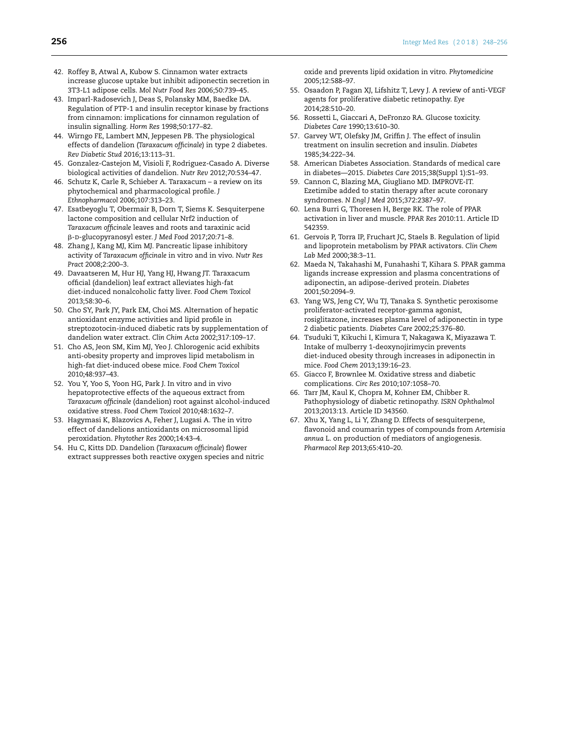42. Roffey B, Atwal A, Kubow S. Cinnamon water extracts increase glucose uptake but inhibit adiponectin secretion in 3T3-L1 adipose cells. *Mol Nutr Food Res* 2006;50:739–45.
43. Imparl-Radosevich J, Deas S, Polansky MM, Baedke DA. Regulation of PTP-1 and insulin receptor kinase by fractions from cinnamon: implications for cinnamon regulation of insulin signalling. *Horm Res* 1998;50:177–82.
44. Wirngo FE, Lambert MN, Jeppesen PB. The physiological effects of dandelion (*Taraxacum officinale*) in type 2 diabetes. *Rev Diabetic Stud* 2016;13:113–31.
45. Gonzalez-Castejon M, Visioli F, Rodriguez-Casado A. Diverse biological activities of dandelion. *Nutr Rev* 2012;70:534–47.
46. Schutz K, Carle R, Schieber A. Taraxacum – a review on its phytochemical and pharmacological profile. *J Ethnopharmacol* 2006;107:313–23.
47. Esatbeyoglu T, Obermair B, Dorn T, Siems K. Sesquiterpene lactone composition and cellular Nrf2 induction of *Taraxacum officinale* leaves and roots and taraxinic acid β-D-glucopyranosyl ester. *J Med Food* 2017;20:71–8.
48. Zhang J, Kang MJ, Kim MJ. Pancreatic lipase inhibitory activity of *Taraxacum officinale* in vitro and in vivo. *Nutr Res Pract* 2008;2:200–3.
49. Davaatseren M, Hur HJ, Yang HJ, Hwang JT. Taraxacum official (dandelion) leaf extract alleviates high-fat diet-induced nonalcoholic fatty liver. *Food Chem Toxicol* 2013;58:30–6.
50. Cho SY, Park JY, Park EM, Choi MS. Alternation of hepatic antioxidant enzyme activities and lipid profile in streptozotocin-induced diabetic rats by supplementation of dandelion water extract. *Clin Chim Acta* 2002;317:109–17.
51. Cho AS, Jeon SM, Kim MJ, Yeo J. Chlorogenic acid exhibits anti-obesity property and improves lipid metabolism in high-fat diet-induced obese mice. *Food Chem Toxicol* 2010;48:937–43.
52. You Y, Yoo S, Yoon HG, Park J. In vitro and in vivo hepatoprotective effects of the aqueous extract from *Taraxacum officinale* (dandelion) root against alcohol-induced oxidative stress. *Food Chem Toxicol* 2010;48:1632–7.
53. Hagymasi K, Blazovics A, Feher J, Lugasi A. The in vitro effect of dandelions antioxidants on microsomal lipid peroxidation. *Phytother Res* 2000;14:43–4.
54. Hu C, Kitts DD. Dandelion (*Taraxacum officinale*) flower extract suppresses both reactive oxygen species and nitric oxide and prevents lipid oxidation in vitro. *Phytomedicine* 2005;12:588–97.
55. Osaadon P, Fagan XJ, Lifshitz T, Levy J. A review of anti-VEGF agents for proliferative diabetic retinopathy. *Eye* 2014;28:510–20.
56. Rossetti L, Giaccari A, DeFronzo RA. Glucose toxicity. *Diabetes Care* 1990;13:610–30.
57. Garvey WT, Olefsky JM, Griffin J. The effect of insulin treatment on insulin secretion and insulin. *Diabetes* 1985;34:222–34.
58. American Diabetes Association. Standards of medical care in diabetes—2015. *Diabetes Care* 2015;38(Suppl 1):S1–93.
59. Cannon C, Blazing MA, Giugliano MD. IMPROVE-IT. Ezetimibe added to statin therapy after acute coronary syndromes. *N Engl J Med* 2015;372:2387–97.
60. Lena Burri G, Thoresen H, Berge RK. The role of PPAR activation in liver and muscle. *PPAR Res* 2010:11. Article ID 542359.
61. Gervois P, Torra IP, Fruchart JC, Staels B. Regulation of lipid and lipoprotein metabolism by PPAR activators. *Clin Chem Lab Med* 2000;38:3–11.
62. Maeda N, Takahashi M, Funahashi T, Kihara S. PPAR gamma ligands increase expression and plasma concentrations of adiponectin, an adipose-derived protein. *Diabetes* 2001;50:2094–9.
63. Yang WS, Jeng CY, Wu TJ, Tanaka S. Synthetic peroxisome proliferator-activated receptor-gamma agonist, rosiglitazone, increases plasma level of adiponectin in type 2 diabetic patients. *Diabetes Care* 2002;25:376–80.
64. Tsuduki T, Kikuchi I, Kimura T, Nakagawa K, Miyazawa T. Intake of mulberry 1-deoxynojirimycin prevents diet-induced obesity through increases in adiponectin in mice. *Food Chem* 2013;139:16–23.
65. Giacco F, Brownlee M. Oxidative stress and diabetic complications. *Circ Res* 2010;107:1058–70.
66. Tarr JM, Kaul K, Chopra M, Kohner EM, Chibber R. Pathophysiology of diabetic retinopathy. *ISRN Ophthalmol* 2013;2013:13. Article ID 343560.
67. Xhu X, Yang L, Li Y, Zhang D. Effects of sesquiterpene, flavonoid and coumarin types of compounds from *Artemisia annua* L. on production of mediators of angiogenesis. *Pharmacol Rep* 2013;65:410–20.